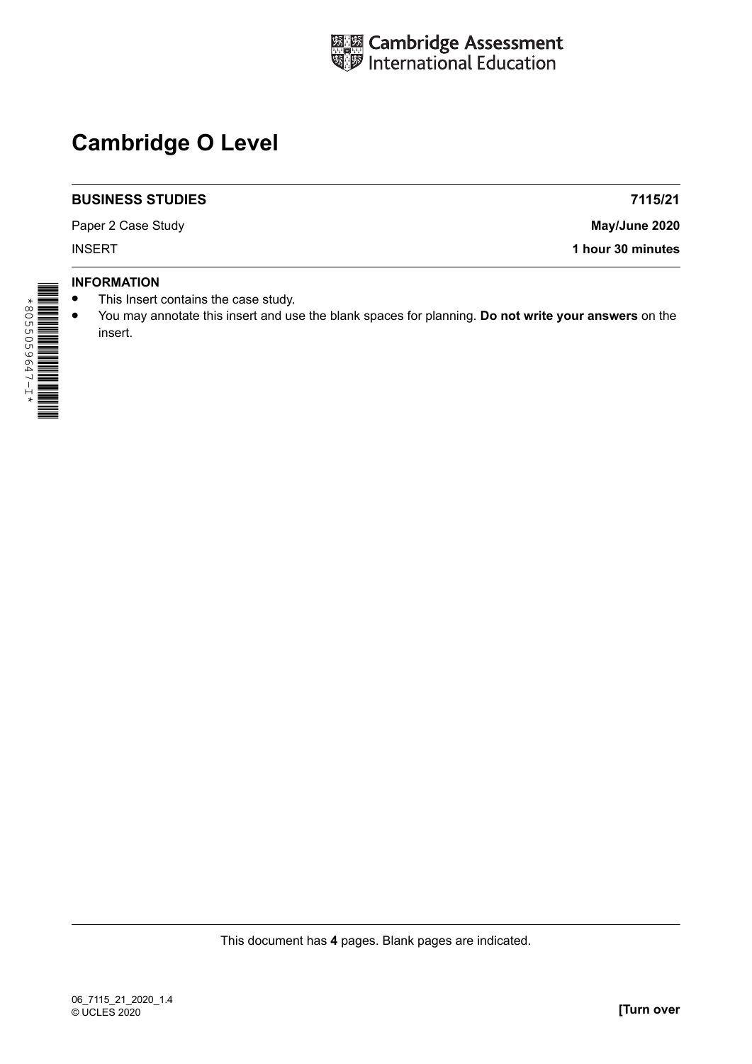Cambridge Assessment International Education

# Cambridge O Level

| **BUSINESS STUDIES** | **7115/21** |
| --- | --- |
| Paper 2 Case Study | **May/June 2020** |
| INSERT | **1 hour 30 minutes** |

*8055059647-I*

**INFORMATION**

- This Insert contains the case study.
- You may annotate this insert and use the blank spaces for planning. **Do not write your answers** on the insert.

This document has **4** pages. Blank pages are indicated.

06_7115_21_2020_1.4
© UCLES 2020

**[Turn over**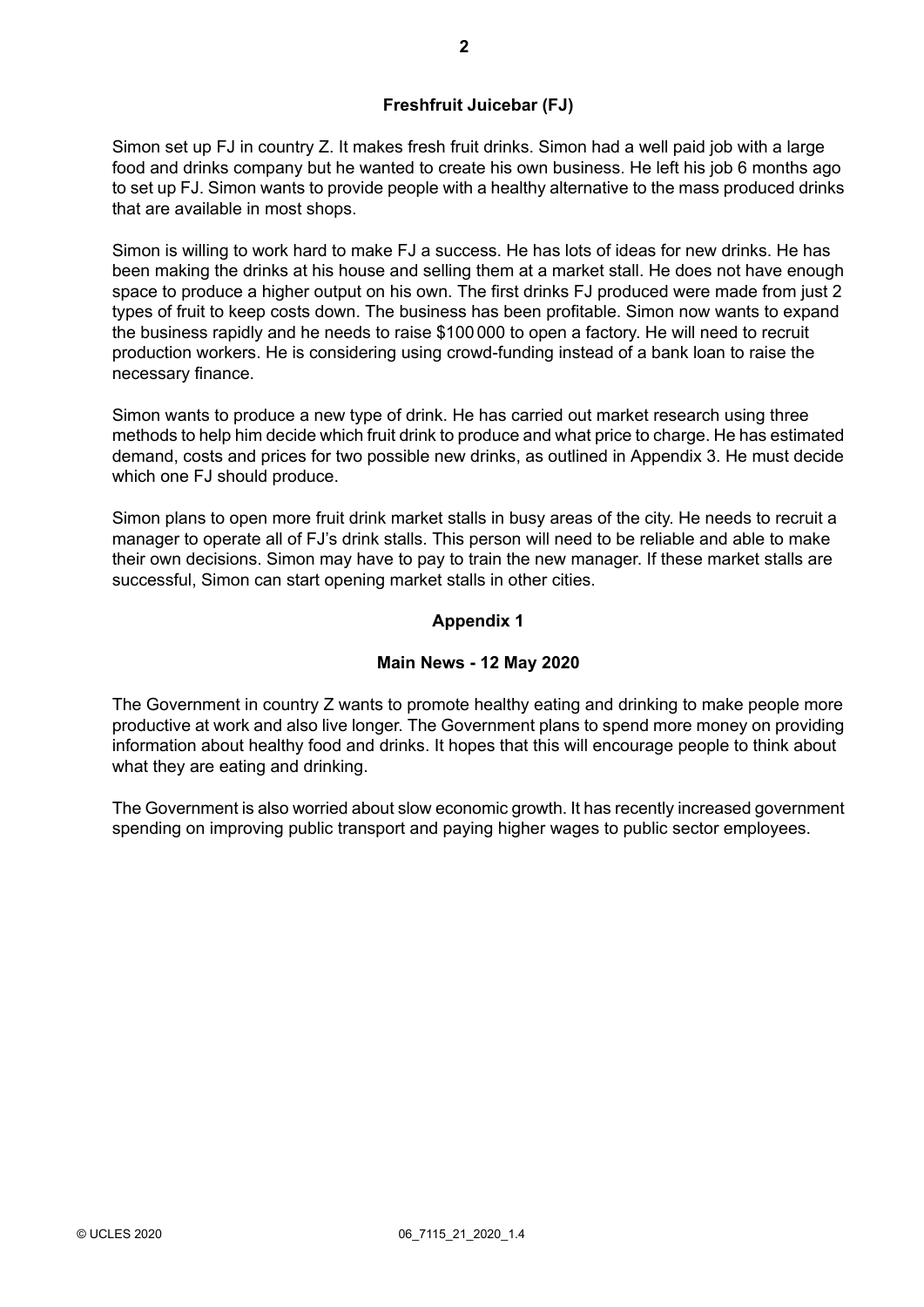## Freshfruit Juicebar (FJ)

Simon set up FJ in country Z. It makes fresh fruit drinks. Simon had a well paid job with a large food and drinks company but he wanted to create his own business. He left his job 6 months ago to set up FJ. Simon wants to provide people with a healthy alternative to the mass produced drinks that are available in most shops.

Simon is willing to work hard to make FJ a success. He has lots of ideas for new drinks. He has been making the drinks at his house and selling them at a market stall. He does not have enough space to produce a higher output on his own. The first drinks FJ produced were made from just 2 types of fruit to keep costs down. The business has been profitable. Simon now wants to expand the business rapidly and he needs to raise $100 000 to open a factory. He will need to recruit production workers. He is considering using crowd-funding instead of a bank loan to raise the necessary finance.

Simon wants to produce a new type of drink. He has carried out market research using three methods to help him decide which fruit drink to produce and what price to charge. He has estimated demand, costs and prices for two possible new drinks, as outlined in Appendix 3. He must decide which one FJ should produce.

Simon plans to open more fruit drink market stalls in busy areas of the city. He needs to recruit a manager to operate all of FJ's drink stalls. This person will need to be reliable and able to make their own decisions. Simon may have to pay to train the new manager. If these market stalls are successful, Simon can start opening market stalls in other cities.

## Appendix 1

### Main News - 12 May 2020

The Government in country Z wants to promote healthy eating and drinking to make people more productive at work and also live longer. The Government plans to spend more money on providing information about healthy food and drinks. It hopes that this will encourage people to think about what they are eating and drinking.

The Government is also worried about slow economic growth. It has recently increased government spending on improving public transport and paying higher wages to public sector employees.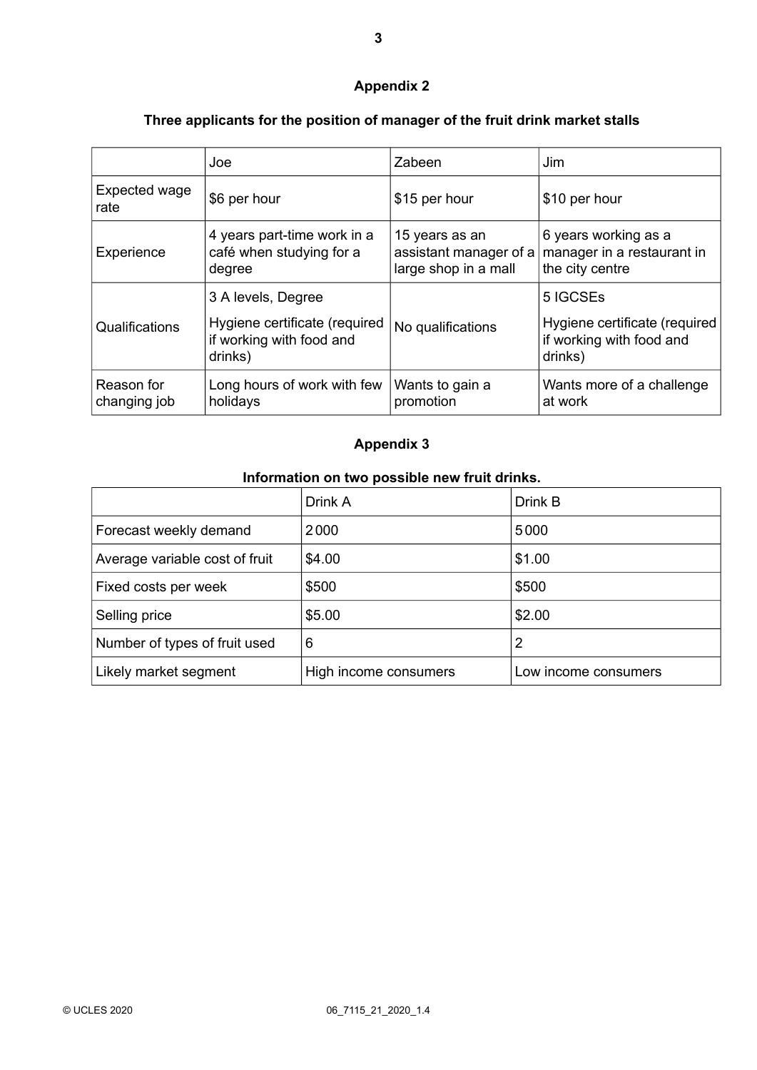## Appendix 2

### Three applicants for the position of manager of the fruit drink market stalls

| | Joe | Zabeen | Jim |
|---|---|---|---|
| Expected wage rate | $6 per hour | $15 per hour | $10 per hour |
| Experience | 4 years part-time work in a café when studying for a degree | 15 years as an assistant manager of a large shop in a mall | 6 years working as a manager in a restaurant in the city centre |
| Qualifications | 3 A levels, Degree<br>Hygiene certificate (required if working with food and drinks) | No qualifications | 5 IGCSEs<br>Hygiene certificate (required if working with food and drinks) |
| Reason for changing job | Long hours of work with few holidays | Wants to gain a promotion | Wants more of a challenge at work |

## Appendix 3

### Information on two possible new fruit drinks.

| | Drink A | Drink B |
|---|---|---|
| Forecast weekly demand | 2000 | 5000 |
| Average variable cost of fruit | $4.00 | $1.00 |
| Fixed costs per week | $500 | $500 |
| Selling price | $5.00 | $2.00 |
| Number of types of fruit used | 6 | 2 |
| Likely market segment | High income consumers | Low income consumers |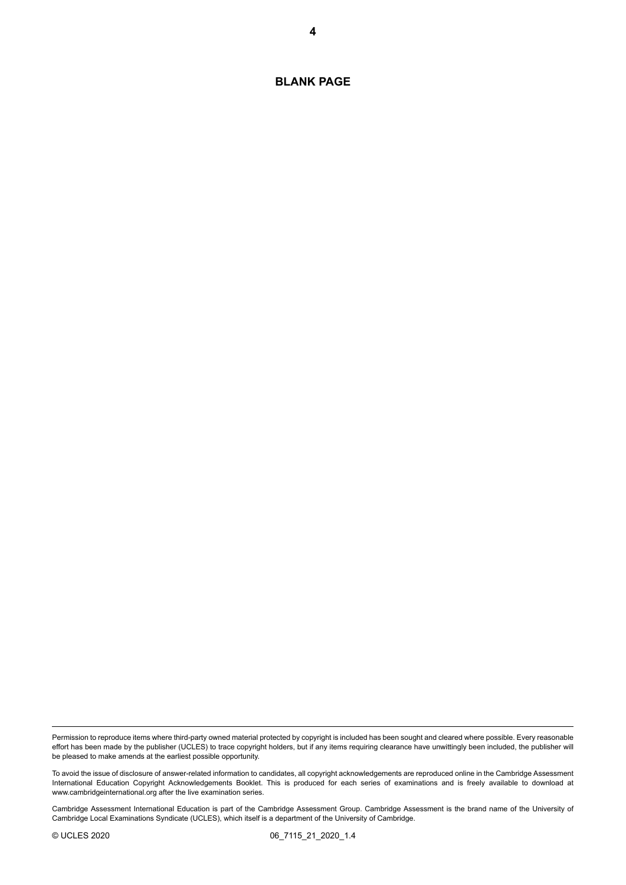**BLANK PAGE**

Permission to reproduce items where third-party owned material protected by copyright is included has been sought and cleared where possible. Every reasonable effort has been made by the publisher (UCLES) to trace copyright holders, but if any items requiring clearance have unwittingly been included, the publisher will be pleased to make amends at the earliest possible opportunity.

To avoid the issue of disclosure of answer-related information to candidates, all copyright acknowledgements are reproduced online in the Cambridge Assessment International Education Copyright Acknowledgements Booklet. This is produced for each series of examinations and is freely available to download at www.cambridgeinternational.org after the live examination series.

Cambridge Assessment International Education is part of the Cambridge Assessment Group. Cambridge Assessment is the brand name of the University of Cambridge Local Examinations Syndicate (UCLES), which itself is a department of the University of Cambridge.

© UCLES 2020 06_7115_21_2020_1.4